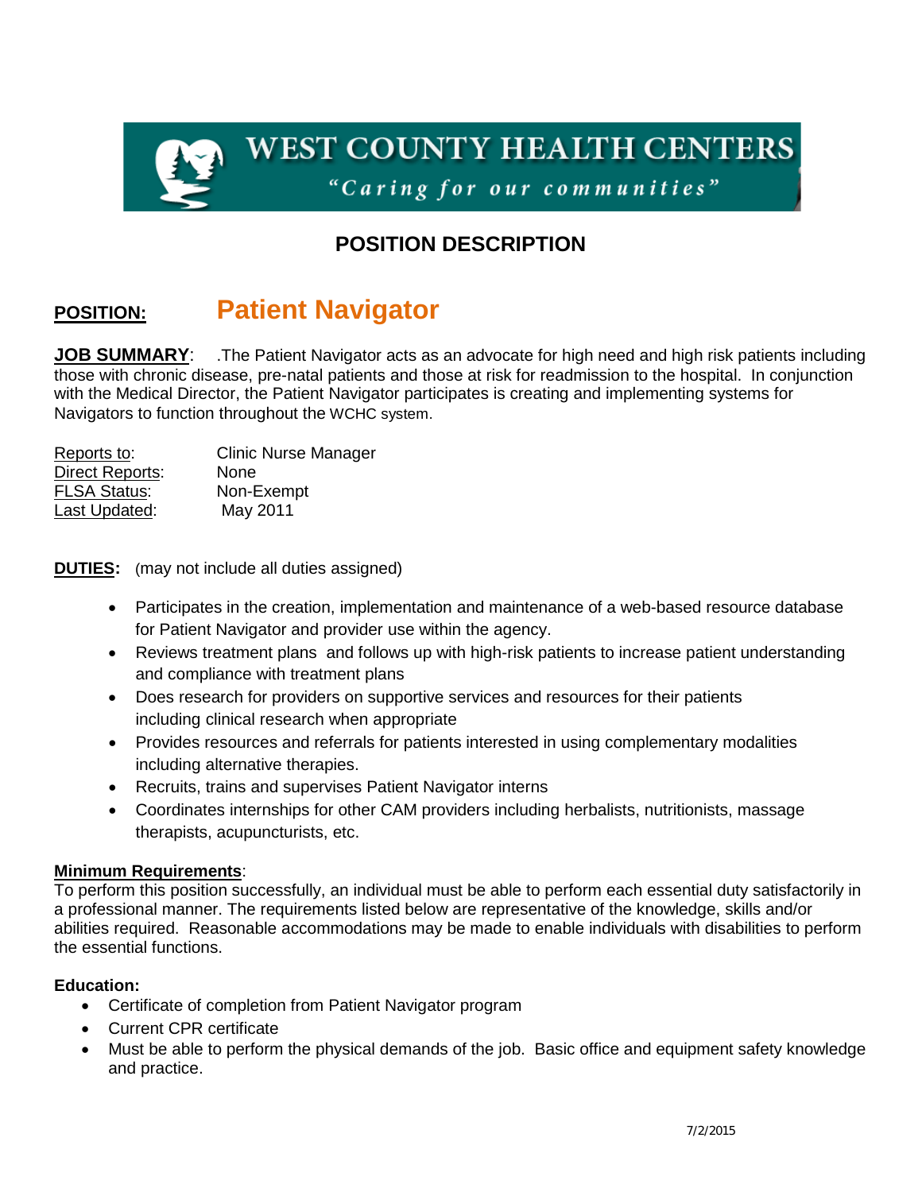# WEST COUNTY HEALTH CENTERS

*"Caring for our communities"*

## POSITION DESCRIPTION

**POSITION:** **Patient Navigator**

**JOB SUMMARY**: .The Patient Navigator acts as an advocate for high need and high risk patients including those with chronic disease, pre-natal patients and those at risk for readmission to the hospital. In conjunction with the Medical Director, the Patient Navigator participates is creating and implementing systems for Navigators to function throughout the WCHC system.

Reports to: Clinic Nurse Manager
Direct Reports: None
FLSA Status: Non-Exempt
Last Updated: May 2011

**DUTIES:** (may not include all duties assigned)

- Participates in the creation, implementation and maintenance of a web-based resource database for Patient Navigator and provider use within the agency.
- Reviews treatment plans and follows up with high-risk patients to increase patient understanding and compliance with treatment plans
- Does research for providers on supportive services and resources for their patients including clinical research when appropriate
- Provides resources and referrals for patients interested in using complementary modalities including alternative therapies.
- Recruits, trains and supervises Patient Navigator interns
- Coordinates internships for other CAM providers including herbalists, nutritionists, massage therapists, acupuncturists, etc.

**Minimum Requirements**:
To perform this position successfully, an individual must be able to perform each essential duty satisfactorily in a professional manner. The requirements listed below are representative of the knowledge, skills and/or abilities required. Reasonable accommodations may be made to enable individuals with disabilities to perform the essential functions.

**Education:**

- Certificate of completion from Patient Navigator program
- Current CPR certificate
- Must be able to perform the physical demands of the job. Basic office and equipment safety knowledge and practice.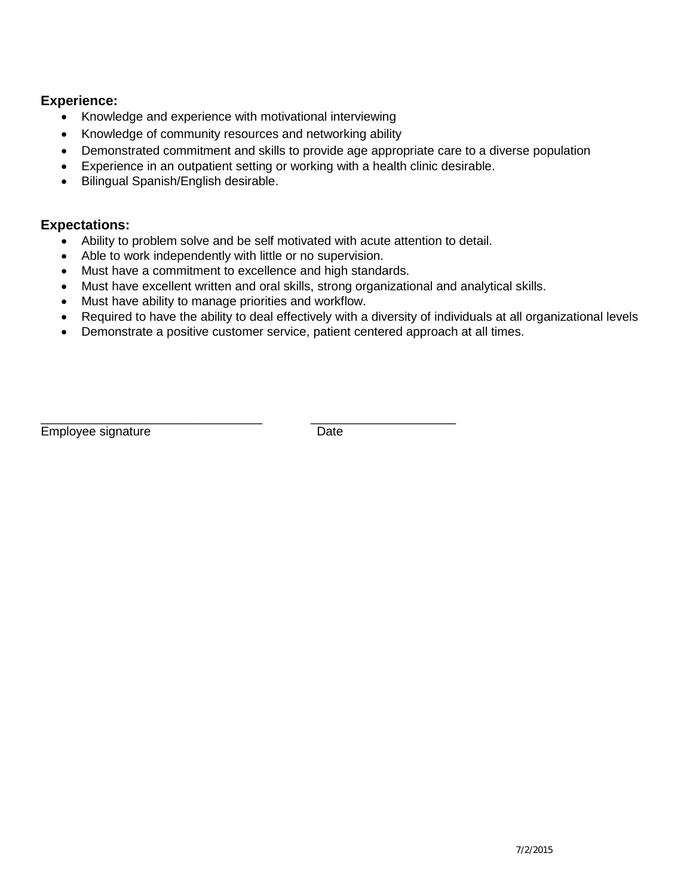**Experience:**

- Knowledge and experience with motivational interviewing
- Knowledge of community resources and networking ability
- Demonstrated commitment and skills to provide age appropriate care to a diverse population
- Experience in an outpatient setting or working with a health clinic desirable.
- Bilingual Spanish/English desirable.

**Expectations:**

- Ability to problem solve and be self motivated with acute attention to detail.
- Able to work independently with little or no supervision.
- Must have a commitment to excellence and high standards.
- Must have excellent written and oral skills, strong organizational and analytical skills.
- Must have ability to manage priorities and workflow.
- Required to have the ability to deal effectively with a diversity of individuals at all organizational levels
- Demonstrate a positive customer service, patient centered approach at all times.

_______________________________ _____________________

Employee signature Date

7/2/2015